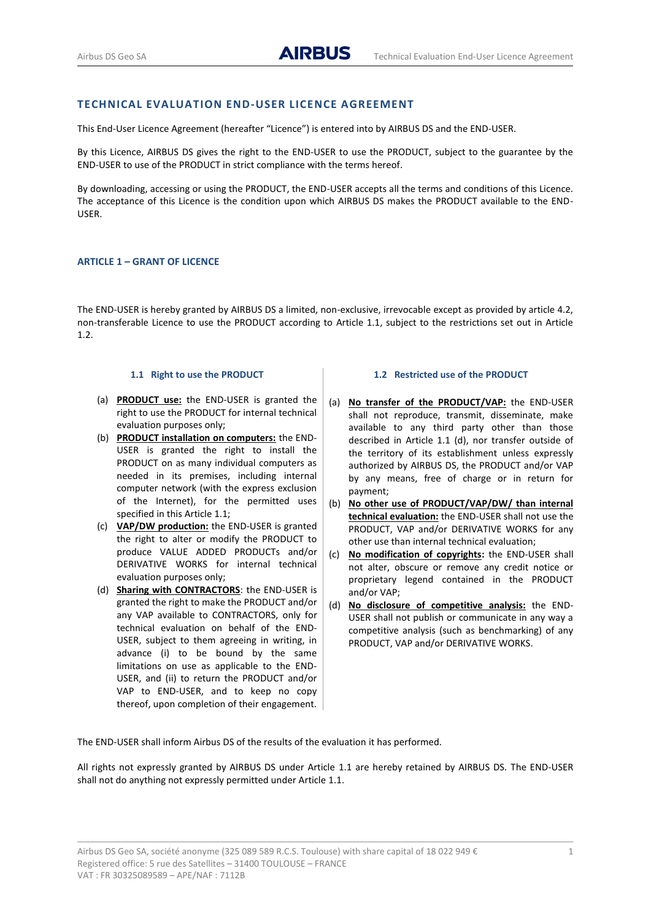## TECHNICAL EVALUATION END-USER LICENCE AGREEMENT

This End-User Licence Agreement (hereafter "Licence") is entered into by AIRBUS DS and the END-USER.

By this Licence, AIRBUS DS gives the right to the END-USER to use the PRODUCT, subject to the guarantee by the END-USER to use of the PRODUCT in strict compliance with the terms hereof.

By downloading, accessing or using the PRODUCT, the END-USER accepts all the terms and conditions of this Licence. The acceptance of this Licence is the condition upon which AIRBUS DS makes the PRODUCT available to the END-USER.

### ARTICLE 1 – GRANT OF LICENCE

The END-USER is hereby granted by AIRBUS DS a limited, non-exclusive, irrevocable except as provided by article 4.2, non-transferable Licence to use the PRODUCT according to Article 1.1, subject to the restrictions set out in Article 1.2.

#### 1.1 Right to use the PRODUCT

(a) **PRODUCT use:** the END-USER is granted the right to use the PRODUCT for internal technical evaluation purposes only;

(b) **PRODUCT installation on computers:** the END-USER is granted the right to install the PRODUCT on as many individual computers as needed in its premises, including internal computer network (with the express exclusion of the Internet), for the permitted uses specified in this Article 1.1;

(c) **VAP/DW production:** the END-USER is granted the right to alter or modify the PRODUCT to produce VALUE ADDED PRODUCTs and/or DERIVATIVE WORKS for internal technical evaluation purposes only;

(d) **Sharing with CONTRACTORS**: the END-USER is granted the right to make the PRODUCT and/or any VAP available to CONTRACTORS, only for technical evaluation on behalf of the END-USER, subject to them agreeing in writing, in advance (i) to be bound by the same limitations on use as applicable to the END-USER, and (ii) to return the PRODUCT and/or VAP to END-USER, and to keep no copy thereof, upon completion of their engagement.

#### 1.2 Restricted use of the PRODUCT

(a) **No transfer of the PRODUCT/VAP:** the END-USER shall not reproduce, transmit, disseminate, make available to any third party other than those described in Article 1.1 (d), nor transfer outside of the territory of its establishment unless expressly authorized by AIRBUS DS, the PRODUCT and/or VAP by any means, free of charge or in return for payment;

(b) **No other use of PRODUCT/VAP/DW/ than internal technical evaluation:** the END-USER shall not use the PRODUCT, VAP and/or DERIVATIVE WORKS for any other use than internal technical evaluation;

(c) **No modification of copyrights:** the END-USER shall not alter, obscure or remove any credit notice or proprietary legend contained in the PRODUCT and/or VAP;

(d) **No disclosure of competitive analysis:** the END-USER shall not publish or communicate in any way a competitive analysis (such as benchmarking) of any PRODUCT, VAP and/or DERIVATIVE WORKS.

The END-USER shall inform Airbus DS of the results of the evaluation it has performed.

All rights not expressly granted by AIRBUS DS under Article 1.1 are hereby retained by AIRBUS DS. The END-USER shall not do anything not expressly permitted under Article 1.1.

Airbus DS Geo SA, société anonyme (325 089 589 R.C.S. Toulouse) with share capital of 18 022 949 €
Registered office: 5 rue des Satellites – 31400 TOULOUSE – FRANCE
VAT : FR 30325089589 – APE/NAF : 7112B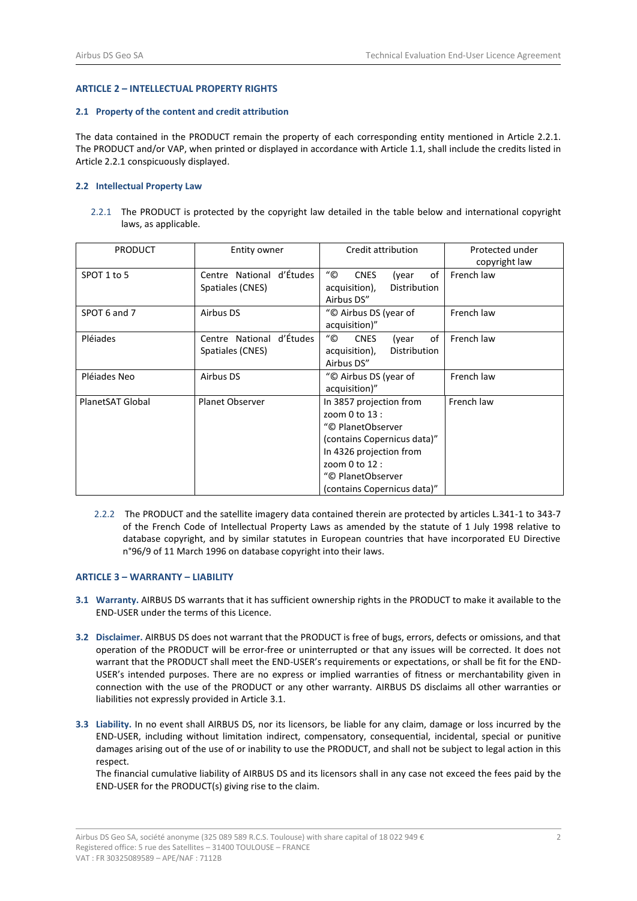## ARTICLE 2 – INTELLECTUAL PROPERTY RIGHTS

### 2.1 Property of the content and credit attribution

The data contained in the PRODUCT remain the property of each corresponding entity mentioned in Article 2.2.1. The PRODUCT and/or VAP, when printed or displayed in accordance with Article 1.1, shall include the credits listed in Article 2.2.1 conspicuously displayed.

### 2.2 Intellectual Property Law

2.2.1 The PRODUCT is protected by the copyright law detailed in the table below and international copyright laws, as applicable.

| PRODUCT | Entity owner | Credit attribution | Protected under copyright law |
|---|---|---|---|
| SPOT 1 to 5 | Centre National d'Études Spatiales (CNES) | "© CNES (year of acquisition), Distribution Airbus DS" | French law |
| SPOT 6 and 7 | Airbus DS | "© Airbus DS (year of acquisition)" | French law |
| Pléiades | Centre National d'Études Spatiales (CNES) | "© CNES (year of acquisition), Distribution Airbus DS" | French law |
| Pléiades Neo | Airbus DS | "© Airbus DS (year of acquisition)" | French law |
| PlanetSAT Global | Planet Observer | In 3857 projection from zoom 0 to 13 : "© PlanetObserver (contains Copernicus data)" In 4326 projection from zoom 0 to 12 : "© PlanetObserver (contains Copernicus data)" | French law |

2.2.2 The PRODUCT and the satellite imagery data contained therein are protected by articles L.341-1 to 343-7 of the French Code of Intellectual Property Laws as amended by the statute of 1 July 1998 relative to database copyright, and by similar statutes in European countries that have incorporated EU Directive n°96/9 of 11 March 1996 on database copyright into their laws.

## ARTICLE 3 – WARRANTY – LIABILITY

**3.1 Warranty.** AIRBUS DS warrants that it has sufficient ownership rights in the PRODUCT to make it available to the END-USER under the terms of this Licence.

**3.2 Disclaimer.** AIRBUS DS does not warrant that the PRODUCT is free of bugs, errors, defects or omissions, and that operation of the PRODUCT will be error-free or uninterrupted or that any issues will be corrected. It does not warrant that the PRODUCT shall meet the END-USER's requirements or expectations, or shall be fit for the END-USER's intended purposes. There are no express or implied warranties of fitness or merchantability given in connection with the use of the PRODUCT or any other warranty. AIRBUS DS disclaims all other warranties or liabilities not expressly provided in Article 3.1.

**3.3 Liability.** In no event shall AIRBUS DS, nor its licensors, be liable for any claim, damage or loss incurred by the END-USER, including without limitation indirect, compensatory, consequential, incidental, special or punitive damages arising out of the use of or inability to use the PRODUCT, and shall not be subject to legal action in this respect.

The financial cumulative liability of AIRBUS DS and its licensors shall in any case not exceed the fees paid by the END-USER for the PRODUCT(s) giving rise to the claim.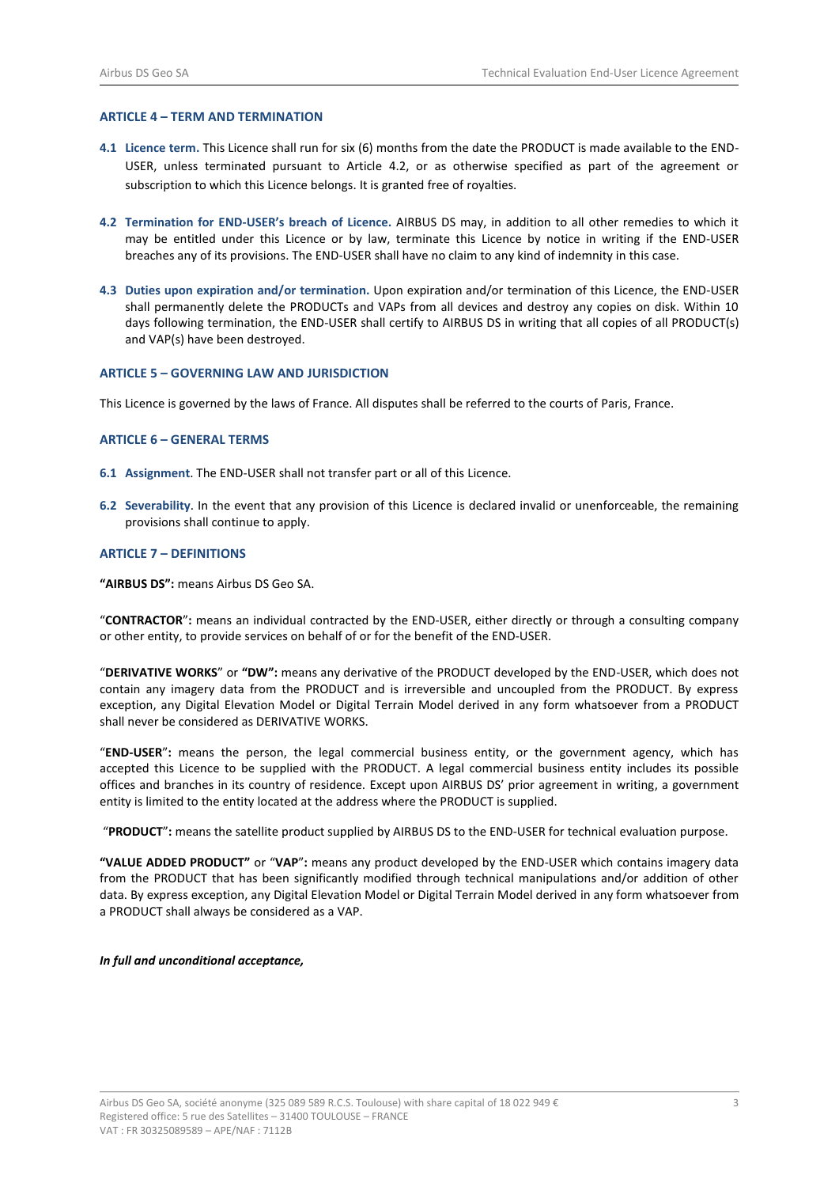### ARTICLE 4 – TERM AND TERMINATION

**4.1 Licence term.** This Licence shall run for six (6) months from the date the PRODUCT is made available to the END-USER, unless terminated pursuant to Article 4.2, or as otherwise specified as part of the agreement or subscription to which this Licence belongs. It is granted free of royalties.

**4.2 Termination for END-USER's breach of Licence.** AIRBUS DS may, in addition to all other remedies to which it may be entitled under this Licence or by law, terminate this Licence by notice in writing if the END-USER breaches any of its provisions. The END-USER shall have no claim to any kind of indemnity in this case.

**4.3 Duties upon expiration and/or termination.** Upon expiration and/or termination of this Licence, the END-USER shall permanently delete the PRODUCTs and VAPs from all devices and destroy any copies on disk. Within 10 days following termination, the END-USER shall certify to AIRBUS DS in writing that all copies of all PRODUCT(s) and VAP(s) have been destroyed.

### ARTICLE 5 – GOVERNING LAW AND JURISDICTION

This Licence is governed by the laws of France. All disputes shall be referred to the courts of Paris, France.

### ARTICLE 6 – GENERAL TERMS

**6.1 Assignment**. The END-USER shall not transfer part or all of this Licence.

**6.2 Severability**. In the event that any provision of this Licence is declared invalid or unenforceable, the remaining provisions shall continue to apply.

### ARTICLE 7 – DEFINITIONS

**"AIRBUS DS":** means Airbus DS Geo SA.

"**CONTRACTOR**"**:** means an individual contracted by the END-USER, either directly or through a consulting company or other entity, to provide services on behalf of or for the benefit of the END-USER.

"**DERIVATIVE WORKS**" or **"DW":** means any derivative of the PRODUCT developed by the END-USER, which does not contain any imagery data from the PRODUCT and is irreversible and uncoupled from the PRODUCT. By express exception, any Digital Elevation Model or Digital Terrain Model derived in any form whatsoever from a PRODUCT shall never be considered as DERIVATIVE WORKS.

"**END-USER**"**:** means the person, the legal commercial business entity, or the government agency, which has accepted this Licence to be supplied with the PRODUCT. A legal commercial business entity includes its possible offices and branches in its country of residence. Except upon AIRBUS DS' prior agreement in writing, a government entity is limited to the entity located at the address where the PRODUCT is supplied.

"**PRODUCT**"**:** means the satellite product supplied by AIRBUS DS to the END-USER for technical evaluation purpose.

**"VALUE ADDED PRODUCT"** or "**VAP**"**:** means any product developed by the END-USER which contains imagery data from the PRODUCT that has been significantly modified through technical manipulations and/or addition of other data. By express exception, any Digital Elevation Model or Digital Terrain Model derived in any form whatsoever from a PRODUCT shall always be considered as a VAP.

***In full and unconditional acceptance,***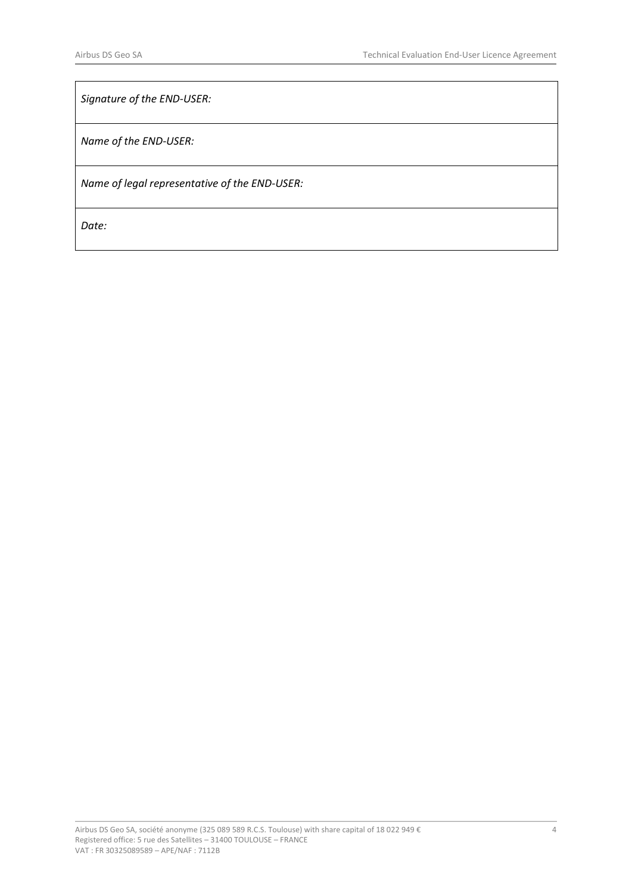| |
|---|
| *Signature of the END-USER:* |
| *Name of the END-USER:* |
| *Name of legal representative of the END-USER:* |
| *Date:* |

Airbus DS Geo SA, société anonyme (325 089 589 R.C.S. Toulouse) with share capital of 18 022 949 €
Registered office: 5 rue des Satellites – 31400 TOULOUSE – FRANCE
VAT : FR 30325089589 – APE/NAF : 7112B